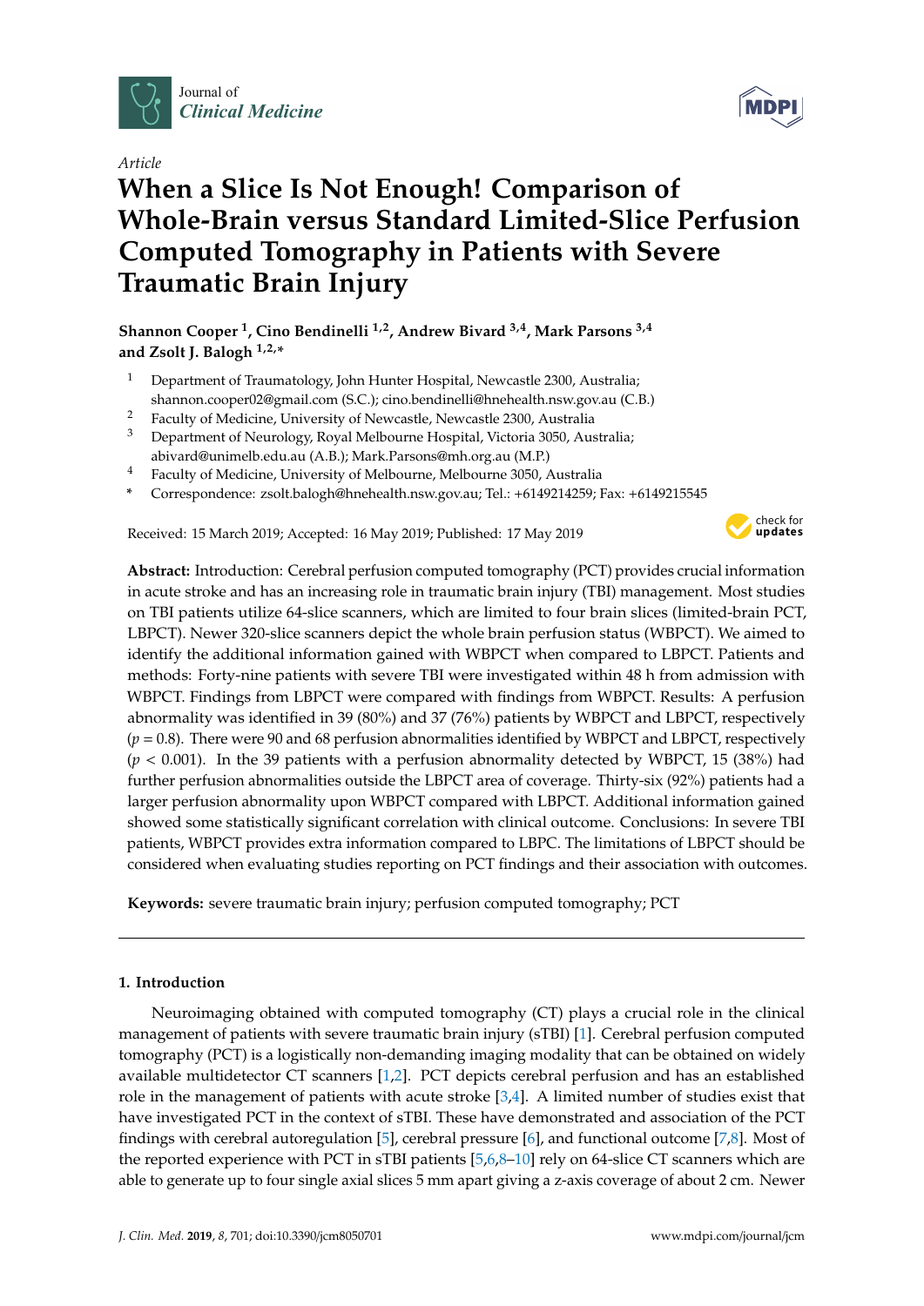Article

# When a Slice Is Not Enough! Comparison of Whole-Brain versus Standard Limited-Slice Perfusion Computed Tomography in Patients with Severe Traumatic Brain Injury

**Shannon Cooper [1], Cino Bendinelli [1,2], Andrew Bivard [3,4], Mark Parsons [3,4] and Zsolt J. Balogh [1,2,*]**

[1] Department of Traumatology, John Hunter Hospital, Newcastle 2300, Australia; shannon.cooper02@gmail.com (S.C.); cino.bendinelli@hnehealth.nsw.gov.au (C.B.)
[2] Faculty of Medicine, University of Newcastle, Newcastle 2300, Australia
[3] Department of Neurology, Royal Melbourne Hospital, Victoria 3050, Australia; abivard@unimelb.edu.au (A.B.); Mark.Parsons@mh.org.au (M.P.)
[4] Faculty of Medicine, University of Melbourne, Melbourne 3050, Australia
* Correspondence: zsolt.balogh@hnehealth.nsw.gov.au; Tel.: +6149214259; Fax: +6149215545

Received: 15 March 2019; Accepted: 16 May 2019; Published: 17 May 2019

**Abstract:** Introduction: Cerebral perfusion computed tomography (PCT) provides crucial information in acute stroke and has an increasing role in traumatic brain injury (TBI) management. Most studies on TBI patients utilize 64-slice scanners, which are limited to four brain slices (limited-brain PCT, LBPCT). Newer 320-slice scanners depict the whole brain perfusion status (WBPCT). We aimed to identify the additional information gained with WBPCT when compared to LBPCT. Patients and methods: Forty-nine patients with severe TBI were investigated within 48 h from admission with WBPCT. Findings from LBPCT were compared with findings from WBPCT. Results: A perfusion abnormality was identified in 39 (80%) and 37 (76%) patients by WBPCT and LBPCT, respectively ($p = 0.8$). There were 90 and 68 perfusion abnormalities identified by WBPCT and LBPCT, respectively ($p < 0.001$). In the 39 patients with a perfusion abnormality detected by WBPCT, 15 (38%) had further perfusion abnormalities outside the LBPCT area of coverage. Thirty-six (92%) patients had a larger perfusion abnormality upon WBPCT compared with LBPCT. Additional information gained showed some statistically significant correlation with clinical outcome. Conclusions: In severe TBI patients, WBPCT provides extra information compared to LBPC. The limitations of LBPCT should be considered when evaluating studies reporting on PCT findings and their association with outcomes.

**Keywords:** severe traumatic brain injury; perfusion computed tomography; PCT

## 1. Introduction

Neuroimaging obtained with computed tomography (CT) plays a crucial role in the clinical management of patients with severe traumatic brain injury (sTBI) [1]. Cerebral perfusion computed tomography (PCT) is a logistically non-demanding imaging modality that can be obtained on widely available multidetector CT scanners [1,2]. PCT depicts cerebral perfusion and has an established role in the management of patients with acute stroke [3,4]. A limited number of studies exist that have investigated PCT in the context of sTBI. These have demonstrated and association of the PCT findings with cerebral autoregulation [5], cerebral pressure [6], and functional outcome [7,8]. Most of the reported experience with PCT in sTBI patients [5,6,8–10] rely on 64-slice CT scanners which are able to generate up to four single axial slices 5 mm apart giving a z-axis coverage of about 2 cm. Newer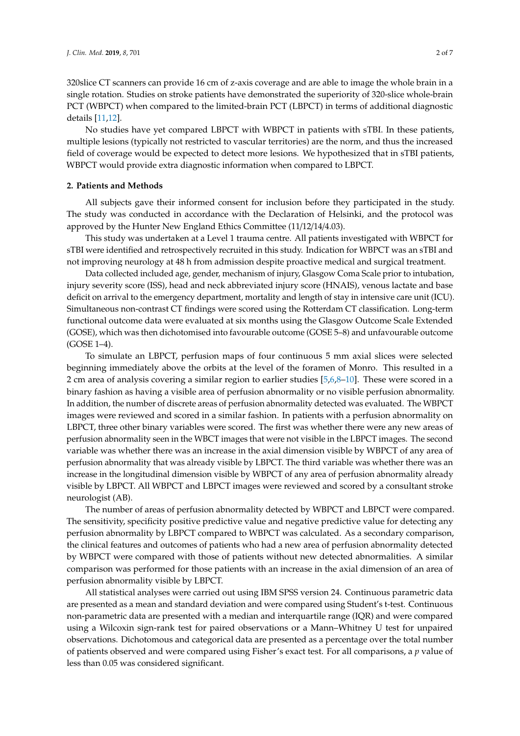320slice CT scanners can provide 16 cm of z-axis coverage and are able to image the whole brain in a single rotation. Studies on stroke patients have demonstrated the superiority of 320-slice whole-brain PCT (WBPCT) when compared to the limited-brain PCT (LBPCT) in terms of additional diagnostic details [11,12].

No studies have yet compared LBPCT with WBPCT in patients with sTBI. In these patients, multiple lesions (typically not restricted to vascular territories) are the norm, and thus the increased field of coverage would be expected to detect more lesions. We hypothesized that in sTBI patients, WBPCT would provide extra diagnostic information when compared to LBPCT.

## 2. Patients and Methods

All subjects gave their informed consent for inclusion before they participated in the study. The study was conducted in accordance with the Declaration of Helsinki, and the protocol was approved by the Hunter New England Ethics Committee (11/12/14/4.03).

This study was undertaken at a Level 1 trauma centre. All patients investigated with WBPCT for sTBI were identified and retrospectively recruited in this study. Indication for WBPCT was an sTBI and not improving neurology at 48 h from admission despite proactive medical and surgical treatment.

Data collected included age, gender, mechanism of injury, Glasgow Coma Scale prior to intubation, injury severity score (ISS), head and neck abbreviated injury score (HNAIS), venous lactate and base deficit on arrival to the emergency department, mortality and length of stay in intensive care unit (ICU). Simultaneous non-contrast CT findings were scored using the Rotterdam CT classification. Long-term functional outcome data were evaluated at six months using the Glasgow Outcome Scale Extended (GOSE), which was then dichotomised into favourable outcome (GOSE 5–8) and unfavourable outcome (GOSE 1–4).

To simulate an LBPCT, perfusion maps of four continuous 5 mm axial slices were selected beginning immediately above the orbits at the level of the foramen of Monro. This resulted in a 2 cm area of analysis covering a similar region to earlier studies [5,6,8–10]. These were scored in a binary fashion as having a visible area of perfusion abnormality or no visible perfusion abnormality. In addition, the number of discrete areas of perfusion abnormality detected was evaluated. The WBPCT images were reviewed and scored in a similar fashion. In patients with a perfusion abnormality on LBPCT, three other binary variables were scored. The first was whether there were any new areas of perfusion abnormality seen in the WBCT images that were not visible in the LBPCT images. The second variable was whether there was an increase in the axial dimension visible by WBPCT of any area of perfusion abnormality that was already visible by LBPCT. The third variable was whether there was an increase in the longitudinal dimension visible by WBPCT of any area of perfusion abnormality already visible by LBPCT. All WBPCT and LBPCT images were reviewed and scored by a consultant stroke neurologist (AB).

The number of areas of perfusion abnormality detected by WBPCT and LBPCT were compared. The sensitivity, specificity positive predictive value and negative predictive value for detecting any perfusion abnormality by LBPCT compared to WBPCT was calculated. As a secondary comparison, the clinical features and outcomes of patients who had a new area of perfusion abnormality detected by WBPCT were compared with those of patients without new detected abnormalities. A similar comparison was performed for those patients with an increase in the axial dimension of an area of perfusion abnormality visible by LBPCT.

All statistical analyses were carried out using IBM SPSS version 24. Continuous parametric data are presented as a mean and standard deviation and were compared using Student's t-test. Continuous non-parametric data are presented with a median and interquartile range (IQR) and were compared using a Wilcoxin sign-rank test for paired observations or a Mann–Whitney U test for unpaired observations. Dichotomous and categorical data are presented as a percentage over the total number of patients observed and were compared using Fisher's exact test. For all comparisons, a $p$ value of less than 0.05 was considered significant.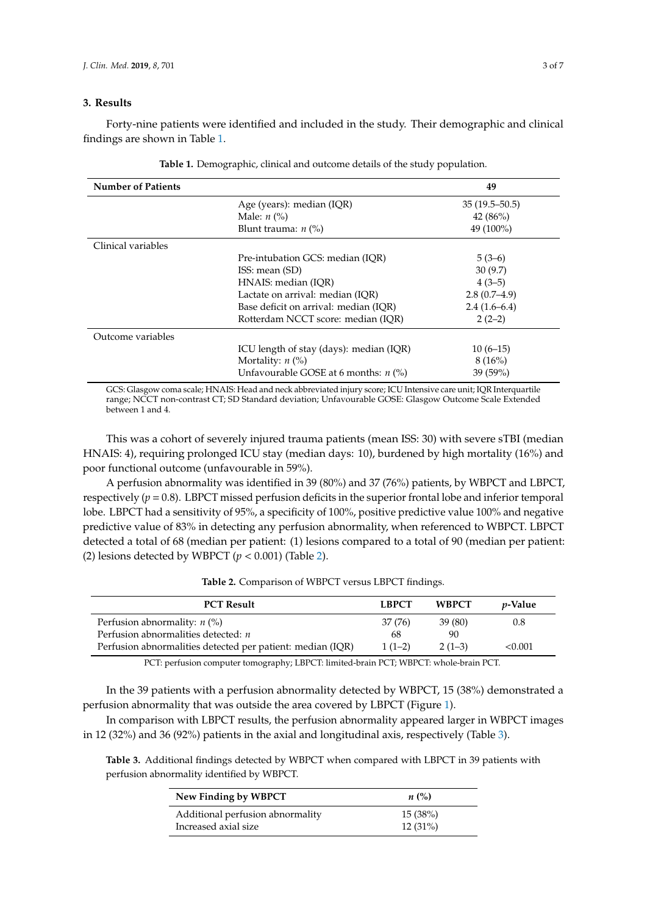## 3. Results

Forty-nine patients were identified and included in the study. Their demographic and clinical findings are shown in Table 1.

**Table 1.** Demographic, clinical and outcome details of the study population.

| **Number of Patients** | | **49** |
|---|---|---|
| | Age (years): median (IQR) | 35 (19.5–50.5) |
| | Male: *n* (%) | 42 (86%) |
| | Blunt trauma: *n* (%) | 49 (100%) |
| Clinical variables | | |
| | Pre-intubation GCS: median (IQR) | 5 (3–6) |
| | ISS: mean (SD) | 30 (9.7) |
| | HNAIS: median (IQR) | 4 (3–5) |
| | Lactate on arrival: median (IQR) | 2.8 (0.7–4.9) |
| | Base deficit on arrival: median (IQR) | 2.4 (1.6–6.4) |
| | Rotterdam NCCT score: median (IQR) | 2 (2–2) |
| Outcome variables | | |
| | ICU length of stay (days): median (IQR) | 10 (6–15) |
| | Mortality: *n* (%) | 8 (16%) |
| | Unfavourable GOSE at 6 months: *n* (%) | 39 (59%) |

GCS: Glasgow coma scale; HNAIS: Head and neck abbreviated injury score; ICU Intensive care unit; IQR Interquartile range; NCCT non-contrast CT; SD Standard deviation; Unfavourable GOSE: Glasgow Outcome Scale Extended between 1 and 4.

This was a cohort of severely injured trauma patients (mean ISS: 30) with severe sTBI (median HNAIS: 4), requiring prolonged ICU stay (median days: 10), burdened by high mortality (16%) and poor functional outcome (unfavourable in 59%).

A perfusion abnormality was identified in 39 (80%) and 37 (76%) patients, by WBPCT and LBPCT, respectively ($p = 0.8$). LBPCT missed perfusion deficits in the superior frontal lobe and inferior temporal lobe. LBPCT had a sensitivity of 95%, a specificity of 100%, positive predictive value 100% and negative predictive value of 83% in detecting any perfusion abnormality, when referenced to WBPCT. LBPCT detected a total of 68 (median per patient: (1) lesions compared to a total of 90 (median per patient: (2) lesions detected by WBPCT ($p < 0.001$) (Table 2).

**Table 2.** Comparison of WBPCT versus LBPCT findings.

| PCT Result | LBPCT | WBPCT | *p*-Value |
|---|---|---|---|
| Perfusion abnormality: *n* (%) | 37 (76) | 39 (80) | 0.8 |
| Perfusion abnormalities detected: *n* | 68 | 90 | |
| Perfusion abnormalities detected per patient: median (IQR) | 1 (1–2) | 2 (1–3) | <0.001 |

PCT: perfusion computer tomography; LBPCT: limited-brain PCT; WBPCT: whole-brain PCT.

In the 39 patients with a perfusion abnormality detected by WBPCT, 15 (38%) demonstrated a perfusion abnormality that was outside the area covered by LBPCT (Figure 1).

In comparison with LBPCT results, the perfusion abnormality appeared larger in WBPCT images in 12 (32%) and 36 (92%) patients in the axial and longitudinal axis, respectively (Table 3).

**Table 3.** Additional findings detected by WBPCT when compared with LBPCT in 39 patients with perfusion abnormality identified by WBPCT.

| New Finding by WBPCT | *n* (%) |
|---|---|
| Additional perfusion abnormality | 15 (38%) |
| Increased axial size | 12 (31%) |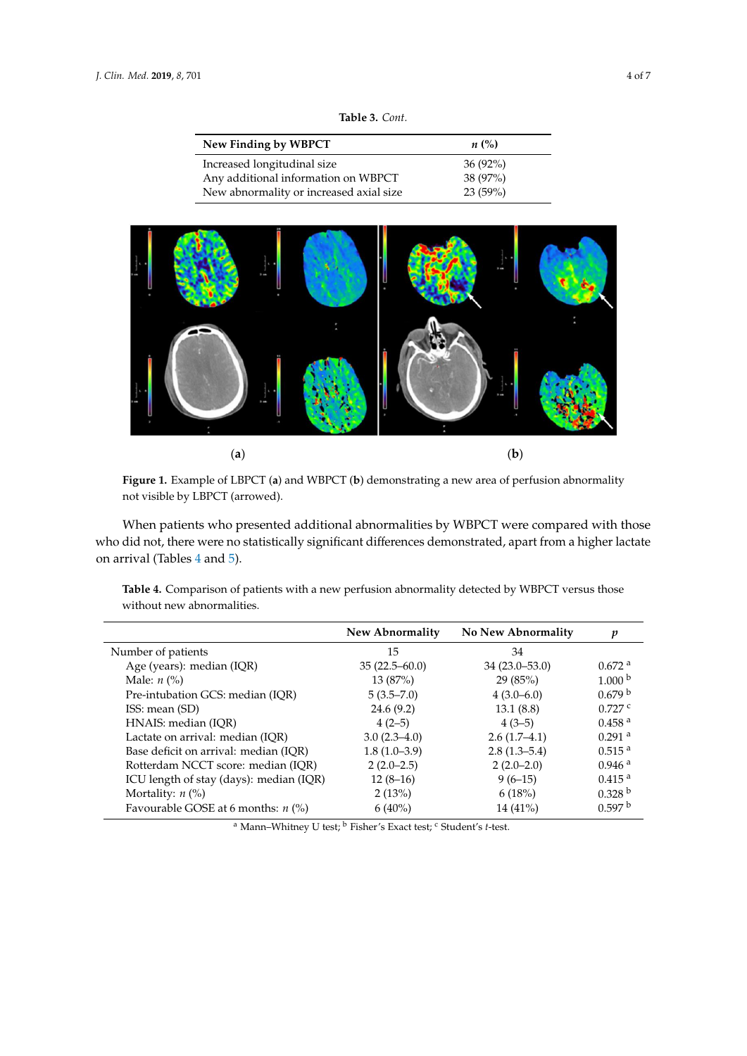**Table 3.** *Cont.*

| New Finding by WBPCT | *n* (%) |
|---|---|
| Increased longitudinal size | 36 (92%) |
| Any additional information on WBPCT | 38 (97%) |
| New abnormality or increased axial size | 23 (59%) |

(**a**) (**b**)

**Figure 1.** Example of LBPCT (**a**) and WBPCT (**b**) demonstrating a new area of perfusion abnormality not visible by LBPCT (arrowed).

When patients who presented additional abnormalities by WBPCT were compared with those who did not, there were no statistically significant differences demonstrated, apart from a higher lactate on arrival (Tables 4 and 5).

**Table 4.** Comparison of patients with a new perfusion abnormality detected by WBPCT versus those without new abnormalities.

| | New Abnormality | No New Abnormality | *p* |
|---|---|---|---|
| Number of patients | 15 | 34 | |
| Age (years): median (IQR) | 35 (22.5–60.0) | 34 (23.0–53.0) | 0.672 [a] |
| Male: *n* (%) | 13 (87%) | 29 (85%) | 1.000 [b] |
| Pre-intubation GCS: median (IQR) | 5 (3.5–7.0) | 4 (3.0–6.0) | 0.679 [b] |
| ISS: mean (SD) | 24.6 (9.2) | 13.1 (8.8) | 0.727 [c] |
| HNAIS: median (IQR) | 4 (2–5) | 4 (3–5) | 0.458 [a] |
| Lactate on arrival: median (IQR) | 3.0 (2.3–4.0) | 2.6 (1.7–4.1) | 0.291 [a] |
| Base deficit on arrival: median (IQR) | 1.8 (1.0–3.9) | 2.8 (1.3–5.4) | 0.515 [a] |
| Rotterdam NCCT score: median (IQR) | 2 (2.0–2.5) | 2 (2.0–2.0) | 0.946 [a] |
| ICU length of stay (days): median (IQR) | 12 (8–16) | 9 (6–15) | 0.415 [a] |
| Mortality: *n* (%) | 2 (13%) | 6 (18%) | 0.328 [b] |
| Favourable GOSE at 6 months: *n* (%) | 6 (40%) | 14 (41%) | 0.597 [b] |

[a] Mann–Whitney U test; [b] Fisher's Exact test; [c] Student's *t*-test.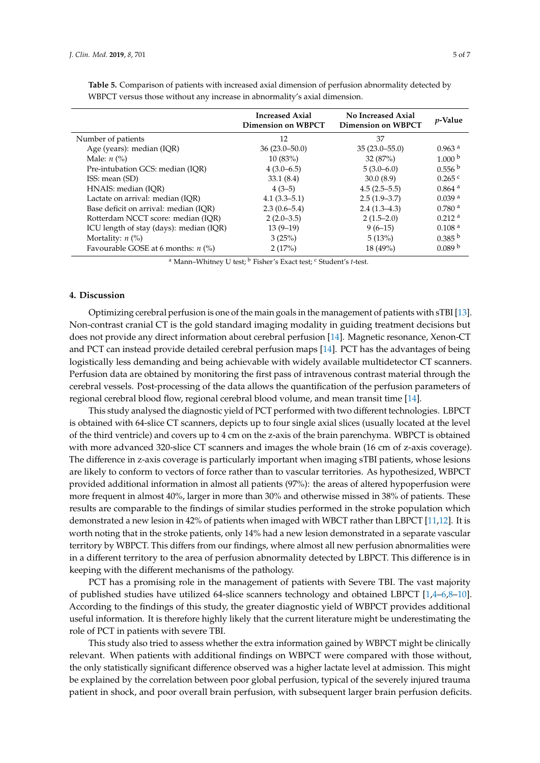**Table 5.** Comparison of patients with increased axial dimension of perfusion abnormality detected by WBPCT versus those without any increase in abnormality's axial dimension.

| | Increased Axial Dimension on WBPCT | No Increased Axial Dimension on WBPCT | *p*-Value |
|---|---|---|---|
| Number of patients | 12 | 37 | |
| Age (years): median (IQR) | 36 (23.0–50.0) | 35 (23.0–55.0) | 0.963 [a] |
| Male: *n* (%) | 10 (83%) | 32 (87%) | 1.000 [b] |
| Pre-intubation GCS: median (IQR) | 4 (3.0–6.5) | 5 (3.0–6.0) | 0.556 [b] |
| ISS: mean (SD) | 33.1 (8.4) | 30.0 (8.9) | 0.265 [c] |
| HNAIS: median (IQR) | 4 (3–5) | 4.5 (2.5–5.5) | 0.864 [a] |
| Lactate on arrival: median (IQR) | 4.1 (3.3–5.1) | 2.5 (1.9–3.7) | 0.039 [a] |
| Base deficit on arrival: median (IQR) | 2.3 (0.6–5.4) | 2.4 (1.3–4.3) | 0.780 [a] |
| Rotterdam NCCT score: median (IQR) | 2 (2.0–3.5) | 2 (1.5–2.0) | 0.212 [a] |
| ICU length of stay (days): median (IQR) | 13 (9–19) | 9 (6–15) | 0.108 [a] |
| Mortality: *n* (%) | 3 (25%) | 5 (13%) | 0.385 [b] |
| Favourable GOSE at 6 months: *n* (%) | 2 (17%) | 18 (49%) | 0.089 [b] |

[a] Mann–Whitney U test; [b] Fisher's Exact test; [c] Student's *t*-test.

## 4. Discussion

Optimizing cerebral perfusion is one of the main goals in the management of patients with sTBI [13]. Non-contrast cranial CT is the gold standard imaging modality in guiding treatment decisions but does not provide any direct information about cerebral perfusion [14]. Magnetic resonance, Xenon-CT and PCT can instead provide detailed cerebral perfusion maps [14]. PCT has the advantages of being logistically less demanding and being achievable with widely available multidetector CT scanners. Perfusion data are obtained by monitoring the first pass of intravenous contrast material through the cerebral vessels. Post-processing of the data allows the quantification of the perfusion parameters of regional cerebral blood flow, regional cerebral blood volume, and mean transit time [14].

This study analysed the diagnostic yield of PCT performed with two different technologies. LBPCT is obtained with 64-slice CT scanners, depicts up to four single axial slices (usually located at the level of the third ventricle) and covers up to 4 cm on the z-axis of the brain parenchyma. WBPCT is obtained with more advanced 320-slice CT scanners and images the whole brain (16 cm of z-axis coverage). The difference in z-axis coverage is particularly important when imaging sTBI patients, whose lesions are likely to conform to vectors of force rather than to vascular territories. As hypothesized, WBPCT provided additional information in almost all patients (97%): the areas of altered hypoperfusion were more frequent in almost 40%, larger in more than 30% and otherwise missed in 38% of patients. These results are comparable to the findings of similar studies performed in the stroke population which demonstrated a new lesion in 42% of patients when imaged with WBCT rather than LBPCT [11,12]. It is worth noting that in the stroke patients, only 14% had a new lesion demonstrated in a separate vascular territory by WBPCT. This differs from our findings, where almost all new perfusion abnormalities were in a different territory to the area of perfusion abnormality detected by LBPCT. This difference is in keeping with the different mechanisms of the pathology.

PCT has a promising role in the management of patients with Severe TBI. The vast majority of published studies have utilized 64-slice scanners technology and obtained LBPCT [1,4–6,8–10]. According to the findings of this study, the greater diagnostic yield of WBPCT provides additional useful information. It is therefore highly likely that the current literature might be underestimating the role of PCT in patients with severe TBI.

This study also tried to assess whether the extra information gained by WBPCT might be clinically relevant. When patients with additional findings on WBPCT were compared with those without, the only statistically significant difference observed was a higher lactate level at admission. This might be explained by the correlation between poor global perfusion, typical of the severely injured trauma patient in shock, and poor overall brain perfusion, with subsequent larger brain perfusion deficits.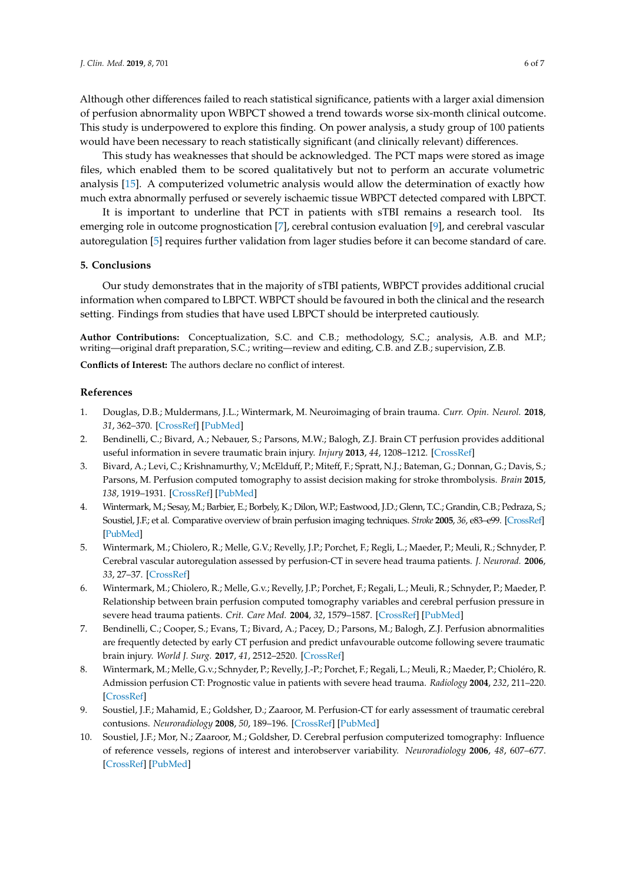Although other differences failed to reach statistical significance, patients with a larger axial dimension of perfusion abnormality upon WBPCT showed a trend towards worse six-month clinical outcome. This study is underpowered to explore this finding. On power analysis, a study group of 100 patients would have been necessary to reach statistically significant (and clinically relevant) differences.

This study has weaknesses that should be acknowledged. The PCT maps were stored as image files, which enabled them to be scored qualitatively but not to perform an accurate volumetric analysis [15]. A computerized volumetric analysis would allow the determination of exactly how much extra abnormally perfused or severely ischaemic tissue WBPCT detected compared with LBPCT.

It is important to underline that PCT in patients with sTBI remains a research tool. Its emerging role in outcome prognostication [7], cerebral contusion evaluation [9], and cerebral vascular autoregulation [5] requires further validation from lager studies before it can become standard of care.

## 5. Conclusions

Our study demonstrates that in the majority of sTBI patients, WBPCT provides additional crucial information when compared to LBPCT. WBPCT should be favoured in both the clinical and the research setting. Findings from studies that have used LBPCT should be interpreted cautiously.

**Author Contributions:** Conceptualization, S.C. and C.B.; methodology, S.C.; analysis, A.B. and M.P.; writing—original draft preparation, S.C.; writing—review and editing, C.B. and Z.B.; supervision, Z.B.

**Conflicts of Interest:** The authors declare no conflict of interest.

## References

1. Douglas, D.B.; Muldermans, J.L.; Wintermark, M. Neuroimaging of brain trauma. *Curr. Opin. Neurol.* **2018**, *31*, 362–370. [CrossRef] [PubMed]
2. Bendinelli, C.; Bivard, A.; Nebauer, S.; Parsons, M.W.; Balogh, Z.J. Brain CT perfusion provides additional useful information in severe traumatic brain injury. *Injury* **2013**, *44*, 1208–1212. [CrossRef]
3. Bivard, A.; Levi, C.; Krishnamurthy, V.; McElduff, P.; Miteff, F.; Spratt, N.J.; Bateman, G.; Donnan, G.; Davis, S.; Parsons, M. Perfusion computed tomography to assist decision making for stroke thrombolysis. *Brain* **2015**, *138*, 1919–1931. [CrossRef] [PubMed]
4. Wintermark, M.; Sesay, M.; Barbier, E.; Borbely, K.; Dilon, W.P.; Eastwood, J.D.; Glenn, T.C.; Grandin, C.B.; Pedraza, S.; Soustiel, J.F.; et al. Comparative overview of brain perfusion imaging techniques. *Stroke* **2005**, *36*, e83–e99. [CrossRef] [PubMed]
5. Wintermark, M.; Chiolero, R.; Melle, G.V.; Revelly, J.P.; Porchet, F.; Regli, L.; Maeder, P.; Meuli, R.; Schnyder, P. Cerebral vascular autoregulation assessed by perfusion-CT in severe head trauma patients. *J. Neurorad.* **2006**, *33*, 27–37. [CrossRef]
6. Wintermark, M.; Chiolero, R.; Melle, G.v.; Revelly, J.P.; Porchet, F.; Regali, L.; Meuli, R.; Schnyder, P.; Maeder, P. Relationship between brain perfusion computed tomography variables and cerebral perfusion pressure in severe head trauma patients. *Crit. Care Med.* **2004**, *32*, 1579–1587. [CrossRef] [PubMed]
7. Bendinelli, C.; Cooper, S.; Evans, T.; Bivard, A.; Pacey, D.; Parsons, M.; Balogh, Z.J. Perfusion abnormalities are frequently detected by early CT perfusion and predict unfavourable outcome following severe traumatic brain injury. *World J. Surg.* **2017**, *41*, 2512–2520. [CrossRef]
8. Wintermark, M.; Melle, G.v.; Schnyder, P.; Revelly, J.-P.; Porchet, F.; Regali, L.; Meuli, R.; Maeder, P.; Chioléro, R. Admission perfusion CT: Prognostic value in patients with severe head trauma. *Radiology* **2004**, *232*, 211–220. [CrossRef]
9. Soustiel, J.F.; Mahamid, E.; Goldsher, D.; Zaaroor, M. Perfusion-CT for early assessment of traumatic cerebral contusions. *Neuroradiology* **2008**, *50*, 189–196. [CrossRef] [PubMed]
10. Soustiel, J.F.; Mor, N.; Zaaroor, M.; Goldsher, D. Cerebral perfusion computerized tomography: Influence of reference vessels, regions of interest and interobserver variability. *Neuroradiology* **2006**, *48*, 607–677. [CrossRef] [PubMed]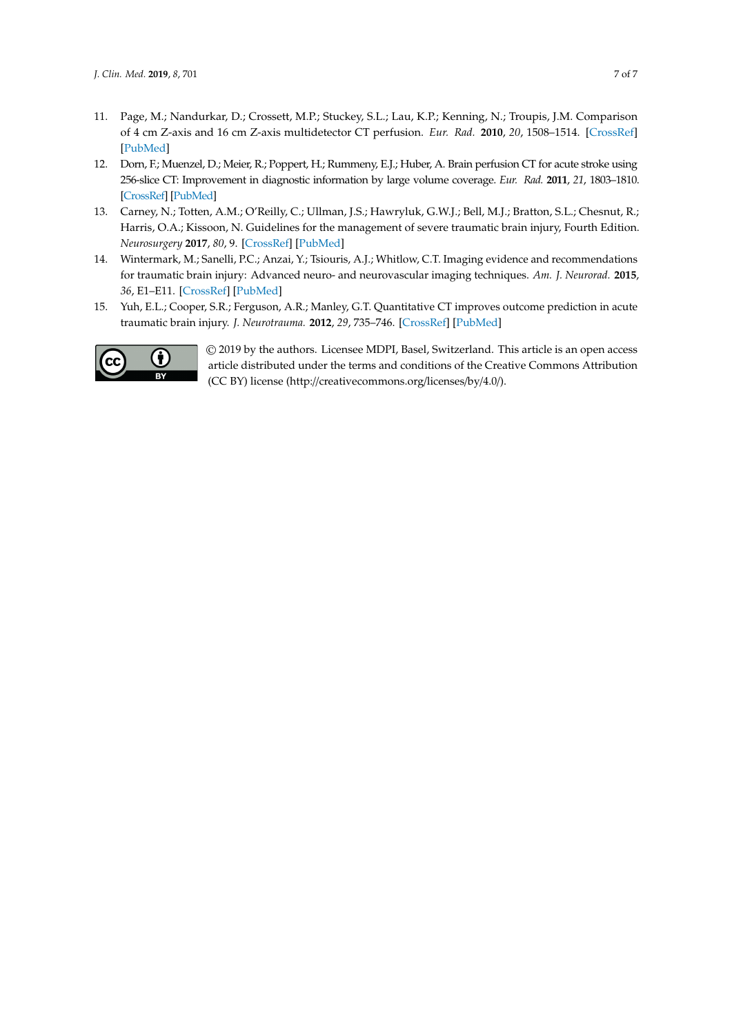11. Page, M.; Nandurkar, D.; Crossett, M.P.; Stuckey, S.L.; Lau, K.P.; Kenning, N.; Troupis, J.M. Comparison of 4 cm Z-axis and 16 cm Z-axis multidetector CT perfusion. *Eur. Rad.* **2010**, *20*, 1508–1514. [CrossRef] [PubMed]
12. Dorn, F.; Muenzel, D.; Meier, R.; Poppert, H.; Rummeny, E.J.; Huber, A. Brain perfusion CT for acute stroke using 256-slice CT: Improvement in diagnostic information by large volume coverage. *Eur. Rad.* **2011**, *21*, 1803–1810. [CrossRef] [PubMed]
13. Carney, N.; Totten, A.M.; O'Reilly, C.; Ullman, J.S.; Hawryluk, G.W.J.; Bell, M.J.; Bratton, S.L.; Chesnut, R.; Harris, O.A.; Kissoon, N. Guidelines for the management of severe traumatic brain injury, Fourth Edition. *Neurosurgery* **2017**, *80*, 9. [CrossRef] [PubMed]
14. Wintermark, M.; Sanelli, P.C.; Anzai, Y.; Tsiouris, A.J.; Whitlow, C.T. Imaging evidence and recommendations for traumatic brain injury: Advanced neuro- and neurovascular imaging techniques. *Am. J. Neurorad.* **2015**, *36*, E1–E11. [CrossRef] [PubMed]
15. Yuh, E.L.; Cooper, S.R.; Ferguson, A.R.; Manley, G.T. Quantitative CT improves outcome prediction in acute traumatic brain injury. *J. Neurotrauma.* **2012**, *29*, 735–746. [CrossRef] [PubMed]

© 2019 by the authors. Licensee MDPI, Basel, Switzerland. This article is an open access article distributed under the terms and conditions of the Creative Commons Attribution (CC BY) license (http://creativecommons.org/licenses/by/4.0/).